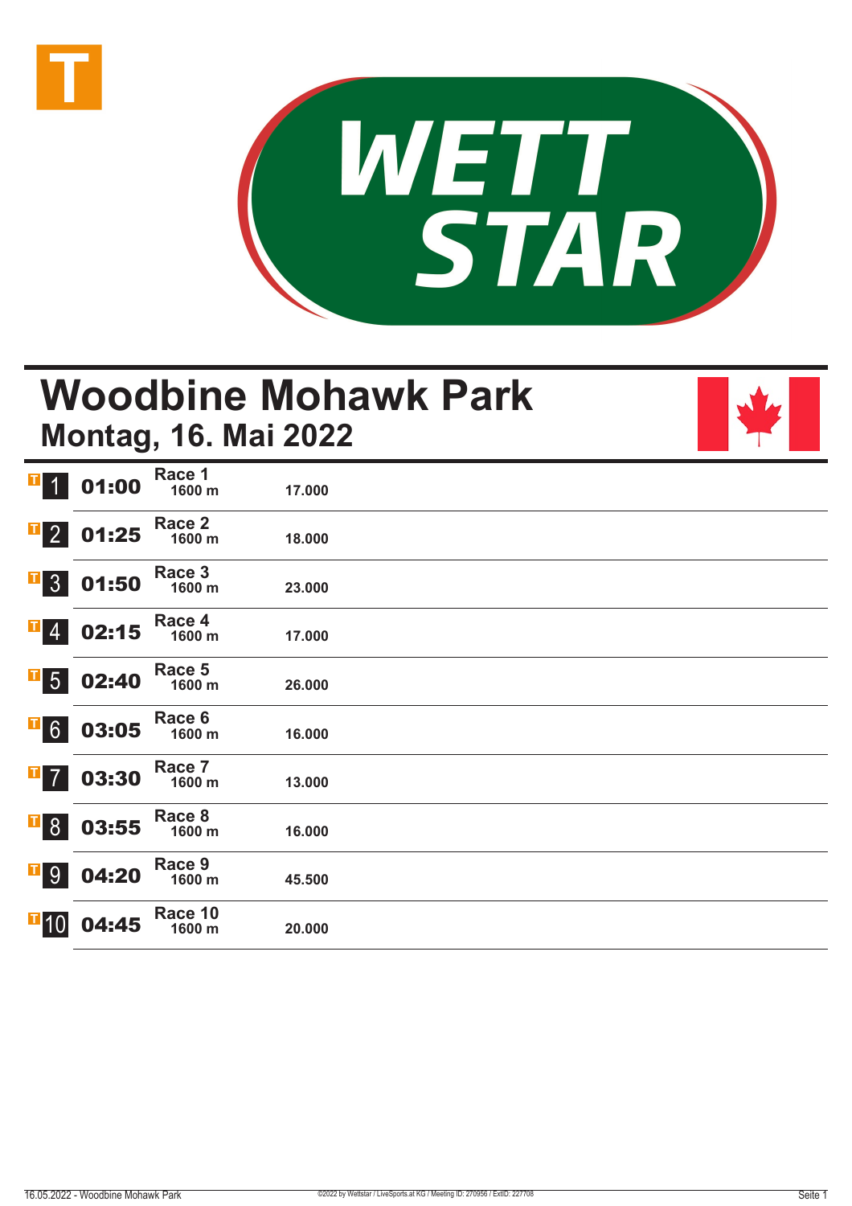# Woodbine Mohawk Park

## Montag, 16. Mai 2022

| Nr. | Zeit | Rennen | Distanz | Preisgeld |
|---|---|---|---|---|
| 1 | 01:00 | Race 1 | 1600 m | 17.000 |
| 2 | 01:25 | Race 2 | 1600 m | 18.000 |
| 3 | 01:50 | Race 3 | 1600 m | 23.000 |
| 4 | 02:15 | Race 4 | 1600 m | 17.000 |
| 5 | 02:40 | Race 5 | 1600 m | 26.000 |
| 6 | 03:05 | Race 6 | 1600 m | 16.000 |
| 7 | 03:30 | Race 7 | 1600 m | 13.000 |
| 8 | 03:55 | Race 8 | 1600 m | 16.000 |
| 9 | 04:20 | Race 9 | 1600 m | 45.500 |
| 10 | 04:45 | Race 10 | 1600 m | 20.000 |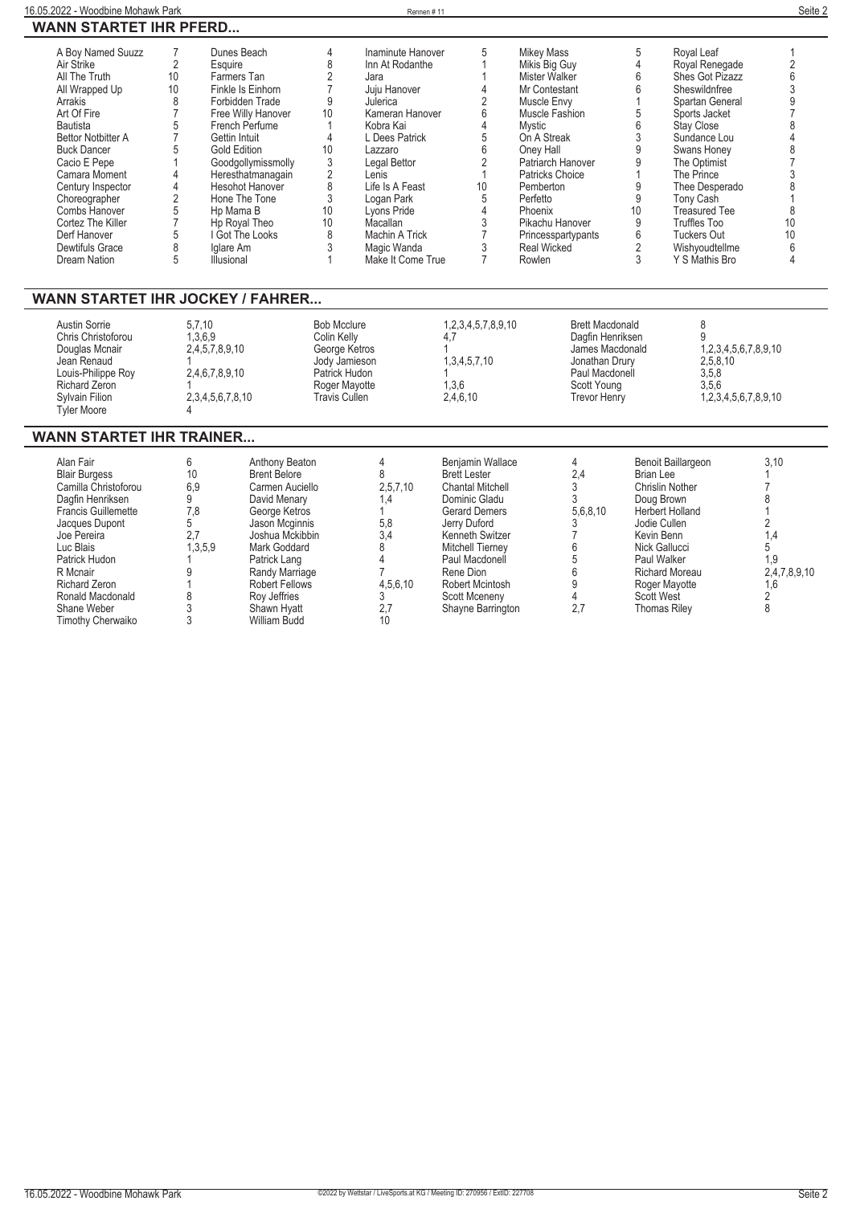## WANN STARTET IHR PFERD...

| Pferd | Rennen | Pferd | Rennen | Pferd | Rennen | Pferd | Rennen | Pferd | Rennen |
|---|---|---|---|---|---|---|---|---|---|
| A Boy Named Suzz | 7 | Dunes Beach | 4 | Inaminute Hanover | 5 | Mikey Mass | 5 | Royal Leaf | 1 |
| Air Strike | 2 | Esquire | 8 | Inn At Rodanthe | 1 | Mikis Big Guy | 4 | Royal Renegade | 2 |
| All The Truth | 10 | Farmers Tan | 2 | Jara | 1 | Mister Walker | 6 | Shes Got Pizazz | 6 |
| All Wrapped Up | 10 | Finkle Is Einhorn | 7 | Juju Hanover | 4 | Mr Contestant | 6 | Sheswildnfree | 3 |
| Arrakis | 8 | Forbidden Trade | 9 | Julerica | 2 | Muscle Envy | 1 | Spartan General | 9 |
| Art Of Fire | 7 | Free Willy Hanover | 10 | Kameran Hanover | 6 | Muscle Fashion | 5 | Sports Jacket | 7 |
| Bautista | 5 | French Perfume | 1 | Kobra Kai | 4 | Mystic | 6 | Stay Close | 8 |
| Bettor Notbitter A | 7 | Gettin Intuit | 4 | L Dees Patrick | 5 | On A Streak | 3 | Sundance Lou | 4 |
| Buck Dancer | 5 | Gold Edition | 10 | Lazzaro | 6 | Oney Hall | 9 | Swans Honey | 8 |
| Cacio E Pepe | 1 | Goodgollymissmolly | 3 | Legal Bettor | 2 | Patriarch Hanover | 9 | The Optimist | 7 |
| Camara Moment | 4 | Heresthatmanagain | 2 | Lenis | 1 | Patricks Choice | 1 | The Prince | 3 |
| Century Inspector | 4 | Hesohot Hanover | 8 | Life Is A Feast | 10 | Pemberton | 9 | Thee Desperado | 8 |
| Choreographer | 2 | Hone The Tone | 3 | Logan Park | 5 | Perfetto | 9 | Tony Cash | 1 |
| Combs Hanover | 5 | Hp Mama B | 10 | Lyons Pride | 4 | Phoenix | 10 | Treasured Tee | 8 |
| Cortez The Killer | 7 | Hp Royal Theo | 10 | Macallan | 3 | Pikachu Hanover | 9 | Truffles Too | 10 |
| Derf Hanover | 5 | I Got The Looks | 8 | Machin A Trick | 7 | Princesspartypants | 6 | Tuckers Out | 10 |
| Dewtifuls Grace | 8 | Iglare Am | 3 | Magic Wanda | 3 | Real Wicked | 2 | Wishyoudtellme | 6 |
| Dream Nation | 5 | Illusional | 1 | Make It Come True | 7 | Rowlen | 3 | Y S Mathis Bro | 4 |

## WANN STARTET IHR JOCKEY / FAHRER...

| Fahrer | Rennen | Fahrer | Rennen | Fahrer | Rennen |
|---|---|---|---|---|---|
| Austin Sorrie | 5,7,10 | Bob Mcclure | 1,2,3,4,5,7,8,9,10 | Brett Macdonald | 8 |
| Chris Christoforou | 1,3,6,9 | Colin Kelly | 4,7 | Dagfin Henriksen | 9 |
| Douglas Mcnair | 2,4,5,7,8,9,10 | George Ketros | 1 | James Macdonald | 1,2,3,4,5,6,7,8,9,10 |
| Jean Renaud | 1 | Jody Jamieson | 1,3,4,5,7,10 | Jonathan Drury | 2,5,8,10 |
| Louis-Philippe Roy | 2,4,6,7,8,9,10 | Patrick Hudon | 1 | Paul Macdonell | 3,5,8 |
| Richard Zeron | 1 | Roger Mayotte | 1,3,6 | Scott Young | 3,5,6 |
| Sylvain Filion | 2,3,4,5,6,7,8,10 | Travis Cullen | 2,4,6,10 | Trevor Henry | 1,2,3,4,5,6,7,8,9,10 |
| Tyler Moore | 4 | | | | |

## WANN STARTET IHR TRAINER...

| Trainer | Rennen | Trainer | Rennen | Trainer | Rennen | Trainer | Rennen | Trainer | Rennen |
|---|---|---|---|---|---|---|---|---|---|
| Alan Fair | 6 | Anthony Beaton | 4 | Benjamin Wallace | 4 | Benoit Baillargeon | 3,10 | | |
| Blair Burgess | 10 | Brent Belore | 8 | Brett Lester | 2,4 | Brian Lee | 1 | | |
| Camilla Christoforou | 6,9 | Carmen Auciello | 2,5,7,10 | Chantal Mitchell | 3 | Chrislin Nother | 7 | | |
| Dagfin Henriksen | 9 | David Menary | 1,4 | Dominic Gladu | 3 | Doug Brown | 8 | | |
| Francis Guillemette | 7,8 | George Ketros | 1 | Gerard Demers | 5,6,8,10 | Herbert Holland | 1 | | |
| Jacques Dupont | 5 | Jason Mcginnis | 5,8 | Jerry Duford | 3 | Jodie Cullen | 2 | | |
| Joe Pereira | 2,7 | Joshua Mckibbin | 3,4 | Kenneth Switzer | 7 | Kevin Benn | 1,4 | | |
| Luc Blais | 1,3,5,9 | Mark Goddard | 8 | Mitchell Tierney | 6 | Nick Gallucci | 5 | | |
| Patrick Hudon | 1 | Patrick Lang | 4 | Paul Macdonell | 5 | Paul Walker | 1,9 | | |
| R Mcnair | 9 | Randy Marriage | 7 | Rene Dion | 6 | Richard Moreau | 2,4,7,8,9,10 | | |
| Richard Zeron | 1 | Robert Fellows | 4,5,6,10 | Robert Mcintosh | 9 | Roger Mayotte | 1,6 | | |
| Ronald Macdonald | 8 | Roy Jeffries | 3 | Scott Mceneny | 4 | Scott West | 2 | | |
| Shane Weber | 3 | Shawn Hyatt | 2,7 | Shayne Barrington | 2,7 | Thomas Riley | 8 | | |
| Timothy Cherwaiko | 3 | William Budd | 10 | | | | | | |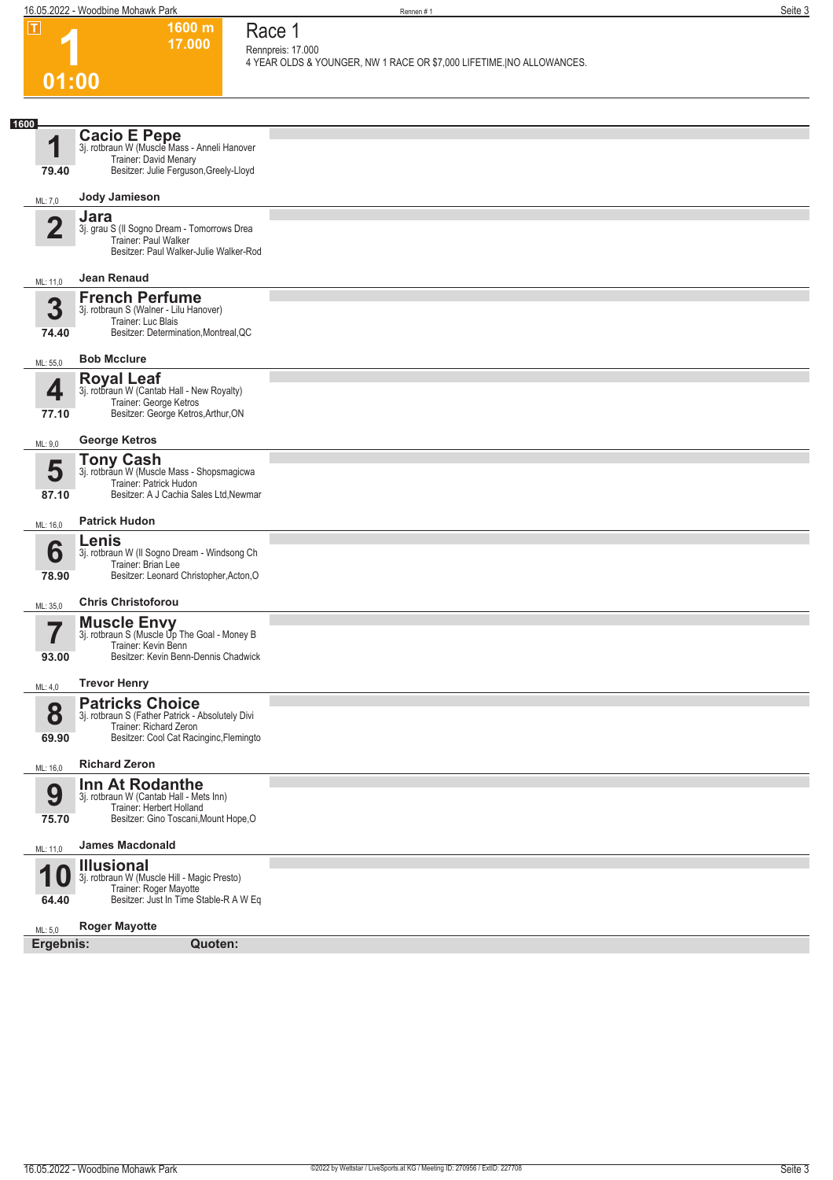**T**

# 1

**01:00**

**1600 m**
**17.000**

## Race 1

Rennpreis: 17.000
4 YEAR OLDS & YOUNGER, NW 1 RACE OR $7,000 LIFETIME.|NO ALLOWANCES.

**1600**

| Nr. | Pferd | Angaben | ML | Fahrer |
|---|---|---|---|---|
| 1 (79.40) | **Cacio E Pepe** | 3j. rotbraun W (Muscle Mass - Anneli Hanover)<br>Trainer: David Menary<br>Besitzer: Julie Ferguson,Greely-Lloyd | ML: 7,0 | Jody Jamieson |
| 2 | **Jara** | 3j. grau S (Il Sogno Dream - Tomorrows Drea<br>Trainer: Paul Walker<br>Besitzer: Paul Walker-Julie Walker-Rod | ML: 11,0 | Jean Renaud |
| 3 (74.40) | **French Perfume** | 3j. rotbraun S (Walner - Lilu Hanover)<br>Trainer: Luc Blais<br>Besitzer: Determination,Montreal,QC | ML: 55,0 | Bob Mcclure |
| 4 (77.10) | **Royal Leaf** | 3j. rotbraun W (Cantab Hall - New Royalty)<br>Trainer: George Ketros<br>Besitzer: George Ketros,Arthur,ON | ML: 9,0 | George Ketros |
| 5 (87.10) | **Tony Cash** | 3j. rotbraun W (Muscle Mass - Shopsmagicwa<br>Trainer: Patrick Hudon<br>Besitzer: A J Cachia Sales Ltd,Newmar | ML: 16,0 | Patrick Hudon |
| 6 (78.90) | **Lenis** | 3j. rotbraun W (Il Sogno Dream - Windsong Ch<br>Trainer: Brian Lee<br>Besitzer: Leonard Christopher,Acton,O | ML: 35,0 | Chris Christoforou |
| 7 (93.00) | **Muscle Envy** | 3j. rotbraun S (Muscle Up The Goal - Money B<br>Trainer: Kevin Benn<br>Besitzer: Kevin Benn-Dennis Chadwick | ML: 4,0 | Trevor Henry |
| 8 (69.90) | **Patricks Choice** | 3j. rotbraun S (Father Patrick - Absolutely Divi<br>Trainer: Richard Zeron<br>Besitzer: Cool Cat Racinginc,Flemingto | ML: 16,0 | Richard Zeron |
| 9 (75.70) | **Inn At Rodanthe** | 3j. rotbraun W (Cantab Hall - Mets Inn)<br>Trainer: Herbert Holland<br>Besitzer: Gino Toscani,Mount Hope,O | ML: 11,0 | James Macdonald |
| 10 (64.40) | **Illusional** | 3j. rotbraun W (Muscle Hill - Magic Presto)<br>Trainer: Roger Mayotte<br>Besitzer: Just In Time Stable-R A W Eq | ML: 5,0 | Roger Mayotte |

**Ergebnis:** **Quoten:**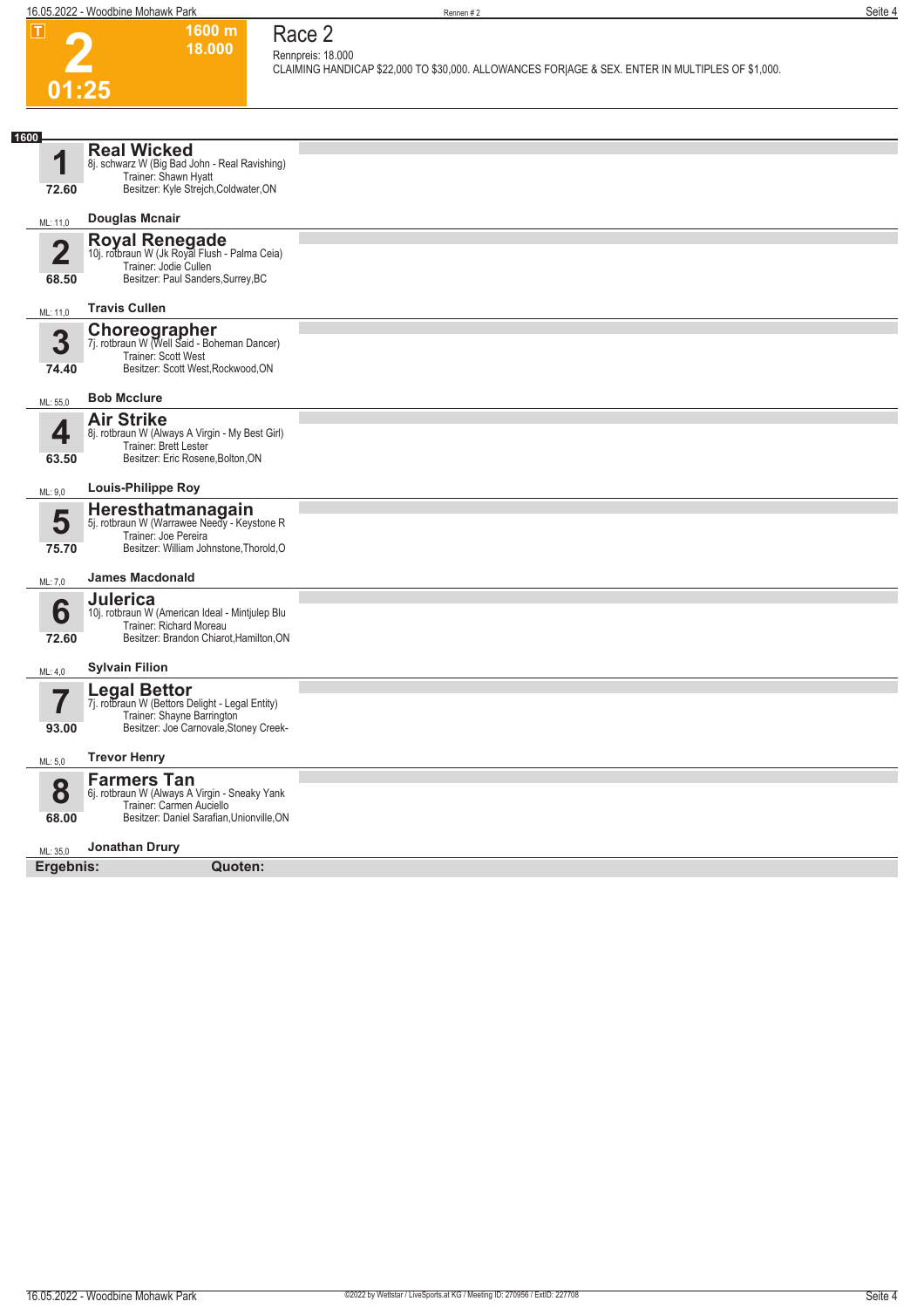T

# 2

1600 m
18.000

01:25

## Race 2

Rennpreis: 18.000

CLAIMING HANDICAP $22,000 TO $30,000. ALLOWANCES FOR|AGE & SEX. ENTER IN MULTIPLES OF $1,000.

1600

**1** **Real Wicked**
8j. schwarz W (Big Bad John - Real Ravishing)
Trainer: Shawn Hyatt
Besitzer: Kyle Strejch,Coldwater,ON
72.60
ML: 11,0 **Douglas Mcnair**

**2** **Royal Renegade**
10j. rotbraun W (Jk Royal Flush - Palma Ceia)
Trainer: Jodie Cullen
Besitzer: Paul Sanders,Surrey,BC
68.50
ML: 11,0 **Travis Cullen**

**3** **Choreographer**
7j. rotbraun W (Well Said - Boheman Dancer)
Trainer: Scott West
Besitzer: Scott West,Rockwood,ON
74.40
ML: 55,0 **Bob Mcclure**

**4** **Air Strike**
8j. rotbraun W (Always A Virgin - My Best Girl)
Trainer: Brett Lester
Besitzer: Eric Rosene,Bolton,ON
63.50
ML: 9,0 **Louis-Philippe Roy**

**5** **Heresthatmanagain**
5j. rotbraun W (Warrawee Needy - Keystone R
Trainer: Joe Pereira
Besitzer: William Johnstone,Thorold,O
75.70
ML: 7,0 **James Macdonald**

**6** **Julerica**
10j. rotbraun W (American Ideal - Mintjulep Blu
Trainer: Richard Moreau
Besitzer: Brandon Chiarot,Hamilton,ON
72.60
ML: 4,0 **Sylvain Filion**

**7** **Legal Bettor**
7j. rotbraun W (Bettors Delight - Legal Entity)
Trainer: Shayne Barrington
Besitzer: Joe Carnovale,Stoney Creek-
93.00
ML: 5,0 **Trevor Henry**

**8** **Farmers Tan**
6j. rotbraun W (Always A Virgin - Sneaky Yank
Trainer: Carmen Auciello
Besitzer: Daniel Sarafian,Unionville,ON
68.00
ML: 35,0 **Jonathan Drury**

**Ergebnis:** **Quoten:**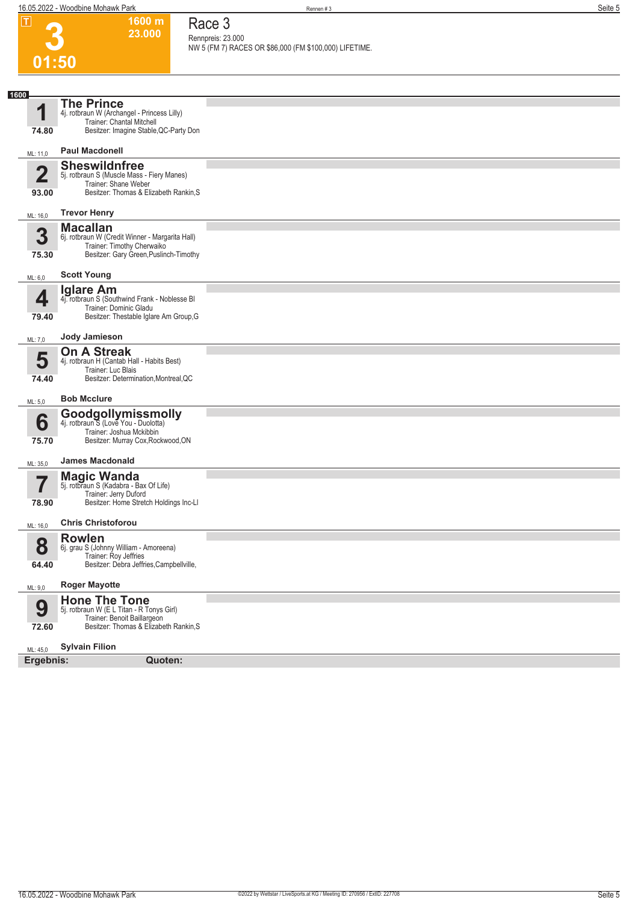# Race 3

**3** — 01:50 — 1600 m — 23.000

Rennpreis: 23.000

NW 5 (FM 7) RACES OR $86,000 (FM $100,000) LIFETIME.

**1600**

| Nr. | Pferd | Details | Fahrer | ML |
|---|---|---|---|---|
| 1 (74.80) | **The Prince** | 4j. rotbraun W (Archangel - Princess Lilly)<br>Trainer: Chantal Mitchell<br>Besitzer: Imagine Stable,QC-Party Don | **Paul Macdonell** | 11,0 |
| 2 (93.00) | **Sheswildnfree** | 5j. rotbraun S (Muscle Mass - Fiery Manes)<br>Trainer: Shane Weber<br>Besitzer: Thomas & Elizabeth Rankin,S | **Trevor Henry** | 16,0 |
| 3 (75.30) | **Macallan** | 6j. rotbraun W (Credit Winner - Margarita Hall)<br>Trainer: Timothy Cherwaiko<br>Besitzer: Gary Green,Puslinch-Timothy | **Scott Young** | 6,0 |
| 4 (79.40) | **Iglare Am** | 4j. rotbraun S (Southwind Frank - Noblesse Bl<br>Trainer: Dominic Gladu<br>Besitzer: Thestable Iglare Am Group,G | **Jody Jamieson** | 7,0 |
| 5 (74.40) | **On A Streak** | 4j. rotbraun H (Cantab Hall - Habits Best)<br>Trainer: Luc Blais<br>Besitzer: Determination,Montreal,QC | **Bob Mcclure** | 5,0 |
| 6 (75.70) | **Goodgollymissmolly** | 4j. rotbraun S (Love You - Duolotta)<br>Trainer: Joshua Mckibbin<br>Besitzer: Murray Cox,Rockwood,ON | **James Macdonald** | 35,0 |
| 7 (78.90) | **Magic Wanda** | 5j. rotbraun S (Kadabra - Bax Of Life)<br>Trainer: Jerry Duford<br>Besitzer: Home Stretch Holdings Inc-Ll | **Chris Christoforou** | 16,0 |
| 8 (64.40) | **Rowlen** | 6j. grau S (Johnny William - Amoreena)<br>Trainer: Roy Jeffries<br>Besitzer: Debra Jeffries,Campbellville, | **Roger Mayotte** | 9,0 |
| 9 (72.60) | **Hone The Tone** | 5j. rotbraun W (E L Titan - R Tonys Girl)<br>Trainer: Benoit Baillargeon<br>Besitzer: Thomas & Elizabeth Rankin,S | **Sylvain Filion** | 45,0 |

**Ergebnis:** **Quoten:**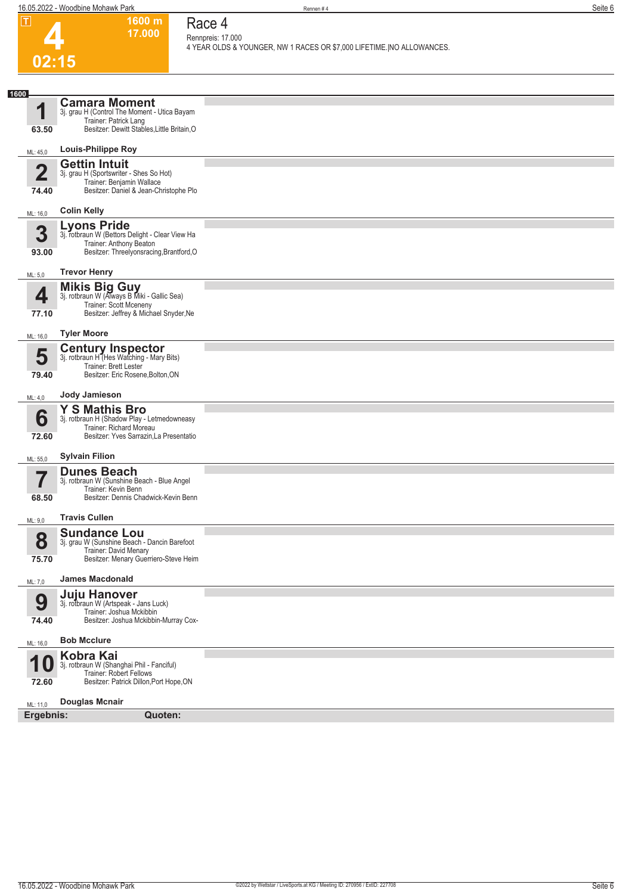# Race 4

**4** | 02:15 | 1600 m | 17.000

Rennpreis: 17.000

4 YEAR OLDS & YOUNGER, NW 1 RACES OR $7,000 LIFETIME.|NO ALLOWANCES.

**1600**

| Nr. | Pferd | Details | Fahrer | ML |
|---|---|---|---|---|
| 1 (63.50) | **Camara Moment** | 3j. grau H (Control The Moment - Utica Bayam) Trainer: Patrick Lang Besitzer: Dewitt Stables,Little Britain,O | Louis-Philippe Roy | ML: 45,0 |
| 2 (74.40) | **Gettin Intuit** | 3j. grau H (Sportswriter - Shes So Hot) Trainer: Benjamin Wallace Besitzer: Daniel & Jean-Christophe Plo | Colin Kelly | ML: 16,0 |
| 3 (93.00) | **Lyons Pride** | 3j. rotbraun W (Bettors Delight - Clear View Ha) Trainer: Anthony Beaton Besitzer: Threelyonsracing,Brantford,O | Trevor Henry | ML: 5,0 |
| 4 (77.10) | **Mikis Big Guy** | 3j. rotbraun W (Always B Miki - Gallic Sea) Trainer: Scott Mceneny Besitzer: Jeffrey & Michael Snyder,Ne | Tyler Moore | ML: 16,0 |
| 5 (79.40) | **Century Inspector** | 3j. rotbraun H (Hes Watching - Mary Bits) Trainer: Brett Lester Besitzer: Eric Rosene,Bolton,ON | Jody Jamieson | ML: 4,0 |
| 6 (72.60) | **Y S Mathis Bro** | 3j. rotbraun H (Shadow Play - Letmedowneasy) Trainer: Richard Moreau Besitzer: Yves Sarrazin,La Presentatio | Sylvain Filion | ML: 55,0 |
| 7 (68.50) | **Dunes Beach** | 3j. rotbraun W (Sunshine Beach - Blue Angel) Trainer: Kevin Benn Besitzer: Dennis Chadwick-Kevin Benn | Travis Cullen | ML: 9,0 |
| 8 (75.70) | **Sundance Lou** | 3j. grau W (Sunshine Beach - Dancin Barefoot) Trainer: David Menary Besitzer: Menary Guerriero-Steve Heim | James Macdonald | ML: 7,0 |
| 9 (74.40) | **Juju Hanover** | 3j. rotbraun W (Artspeak - Jans Luck) Trainer: Joshua Mckibbin Besitzer: Joshua Mckibbin-Murray Cox- | Bob Mcclure | ML: 16,0 |
| 10 (72.60) | **Kobra Kai** | 3j. rotbraun W (Shanghai Phil - Fanciful) Trainer: Robert Fellows Besitzer: Patrick Dillon,Port Hope,ON | Douglas Mcnair | ML: 11,0 |

**Ergebnis:** **Quoten:**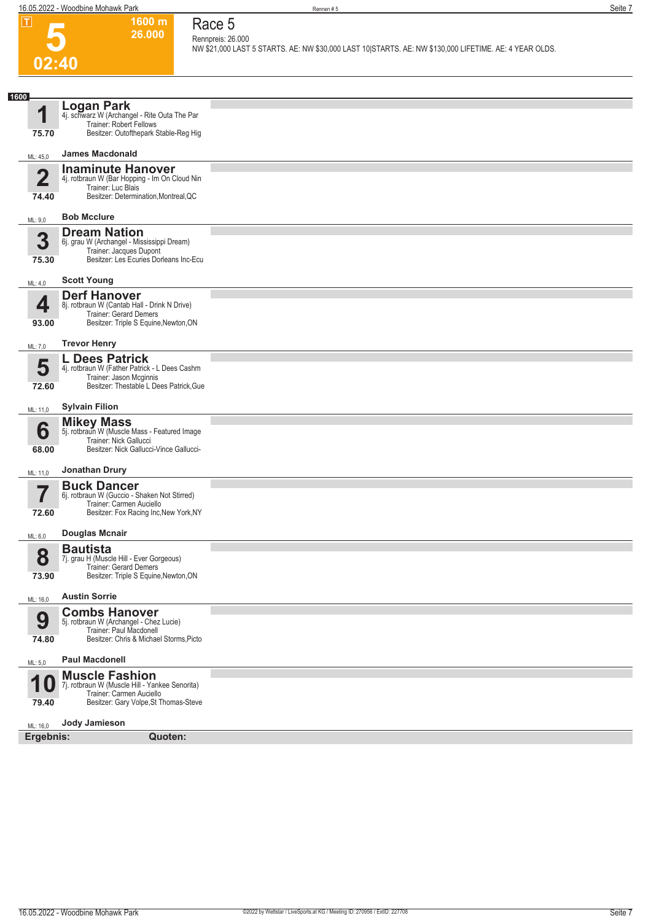# Race 5

**5** — 02:40

1600 m — 26.000

Rennpreis: 26.000

NW $21,000 LAST 5 STARTS. AE: NW $30,000 LAST 10|STARTS. AE: NW $130,000 LIFETIME. AE: 4 YEAR OLDS.

**1600**

| Nr. | Pferd | Details |
|---|---|---|
| **1**<br>75.70<br>ML: 45,0 | **Logan Park** | 4j. schwarz W (Archangel - Rite Outa The Par<br>Trainer: Robert Fellows<br>Besitzer: Outofthepark Stable-Reg Hig<br>**James Macdonald** |
| **2**<br>74.40<br>ML: 9,0 | **Inaminute Hanover** | 4j. rotbraun W (Bar Hopping - Im On Cloud Nin<br>Trainer: Luc Blais<br>Besitzer: Determination,Montreal,QC<br>**Bob Mcclure** |
| **3**<br>75.30<br>ML: 4,0 | **Dream Nation** | 6j. grau W (Archangel - Mississippi Dream)<br>Trainer: Jacques Dupont<br>Besitzer: Les Ecuries Dorleans Inc-Ecu<br>**Scott Young** |
| **4**<br>93.00<br>ML: 7,0 | **Derf Hanover** | 8j. rotbraun W (Cantab Hall - Drink N Drive)<br>Trainer: Gerard Demers<br>Besitzer: Triple S Equine,Newton,ON<br>**Trevor Henry** |
| **5**<br>72.60<br>ML: 11,0 | **L Dees Patrick** | 4j. rotbraun W (Father Patrick - L Dees Cashm<br>Trainer: Jason Mcginnis<br>Besitzer: Thestable L Dees Patrick,Gue<br>**Sylvain Filion** |
| **6**<br>68.00<br>ML: 11,0 | **Mikey Mass** | 5j. rotbraun W (Muscle Mass - Featured Image<br>Trainer: Nick Gallucci<br>Besitzer: Nick Gallucci-Vince Gallucci-<br>**Jonathan Drury** |
| **7**<br>72.60<br>ML: 6,0 | **Buck Dancer** | 6j. rotbraun W (Guccio - Shaken Not Stirred)<br>Trainer: Carmen Auciello<br>Besitzer: Fox Racing Inc,New York,NY<br>**Douglas Mcnair** |
| **8**<br>73.90<br>ML: 16,0 | **Bautista** | 7j. grau H (Muscle Hill - Ever Gorgeous)<br>Trainer: Gerard Demers<br>Besitzer: Triple S Equine,Newton,ON<br>**Austin Sorrie** |
| **9**<br>74.80<br>ML: 5,0 | **Combs Hanover** | 5j. rotbraun W (Archangel - Chez Lucie)<br>Trainer: Paul Macdonell<br>Besitzer: Chris & Michael Storms,Picto<br>**Paul Macdonell** |
| **10**<br>79.40<br>ML: 16,0 | **Muscle Fashion** | 7j. rotbraun W (Muscle Hill - Yankee Senorita)<br>Trainer: Carmen Auciello<br>Besitzer: Gary Volpe,St Thomas-Steve<br>**Jody Jamieson** |

**Ergebnis:** **Quoten:**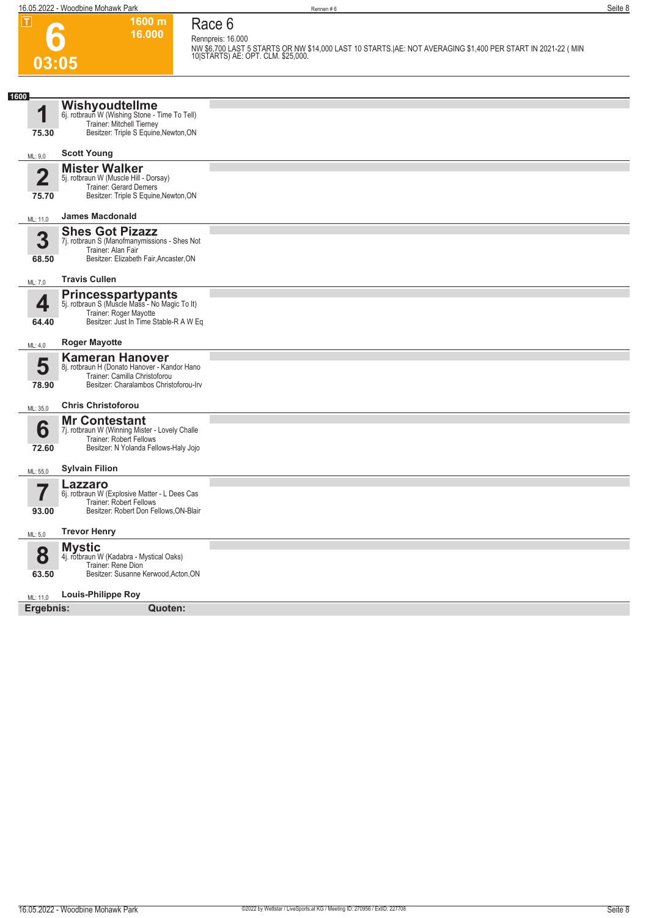# Race 6

**T** | **6** | **1600 m** | **16.000** | **03:05**

Rennpreis: 16.000

NW $6,700 LAST 5 STARTS OR NW $14,000 LAST 10 STARTS.|AE: NOT AVERAGING $1,400 PER START IN 2021-22 ( MIN 10|STARTS) AE: OPT. CLM. $25,000.

**1600**

**1** **Wishyoudtellme**
6j. rotbraun W (Wishing Stone - Time To Tell)
Trainer: Mitchell Tierney
Besitzer: Triple S Equine,Newton,ON
75.30
ML: 9,0 — **Scott Young**

**2** **Mister Walker**
5j. rotbraun W (Muscle Hill - Dorsay)
Trainer: Gerard Demers
Besitzer: Triple S Equine,Newton,ON
75.70
ML: 11,0 — **James Macdonald**

**3** **Shes Got Pizazz**
7j. rotbraun S (Manofmanymissions - Shes Not
Trainer: Alan Fair
Besitzer: Elizabeth Fair,Ancaster,ON
68.50
ML: 7,0 — **Travis Cullen**

**4** **Princesspartypants**
5j. rotbraun S (Muscle Mass - No Magic To It)
Trainer: Roger Mayotte
Besitzer: Just In Time Stable-R A W Eq
64.40
ML: 4,0 — **Roger Mayotte**

**5** **Kameran Hanover**
8j. rotbraun H (Donato Hanover - Kandor Hano
Trainer: Camilla Christoforou
Besitzer: Charalambos Christoforou-Irv
78.90
ML: 35,0 — **Chris Christoforou**

**6** **Mr Contestant**
7j. rotbraun W (Winning Mister - Lovely Challe
Trainer: Robert Fellows
Besitzer: N Yolanda Fellows-Haly Jojo
72.60
ML: 55,0 — **Sylvain Filion**

**7** **Lazzaro**
6j. rotbraun W (Explosive Matter - L Dees Cas
Trainer: Robert Fellows
Besitzer: Robert Don Fellows,ON-Blair
93.00
ML: 5,0 — **Trevor Henry**

**8** **Mystic**
4j. rotbraun W (Kadabra - Mystical Oaks)
Trainer: Rene Dion
Besitzer: Susanne Kerwood,Acton,ON
63.50
ML: 11,0 — **Louis-Philippe Roy**

**Ergebnis:** **Quoten:**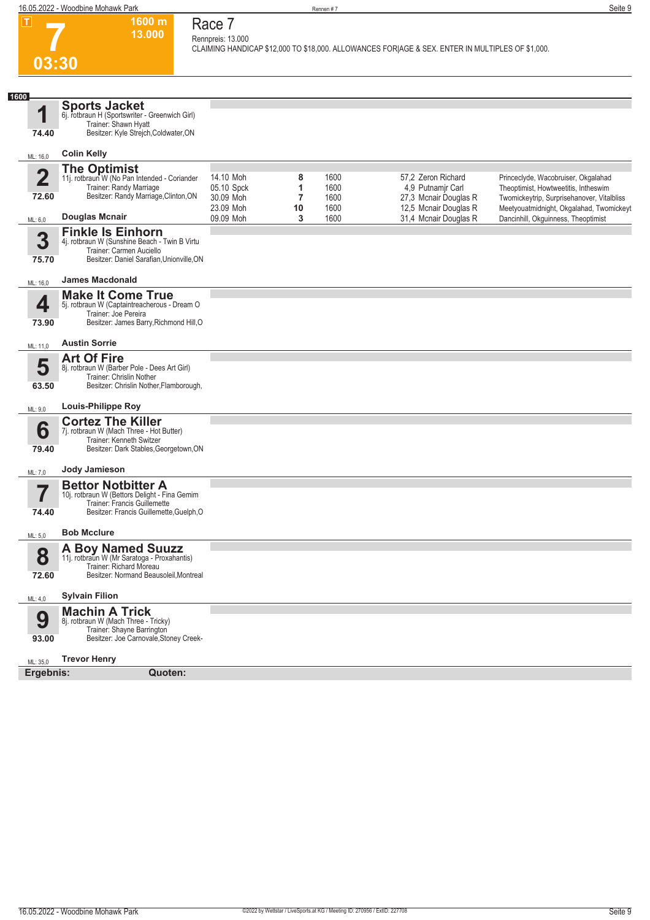# Race 7

**7** — 1600 m — 13.000 — 03:30

Rennpreis: 13.000

CLAIMING HANDICAP $12,000 TO $18,000. ALLOWANCES FOR|AGE & SEX. ENTER IN MULTIPLES OF $1,000.

**1600**

## 1 Sports Jacket
6j. rotbraun H (Sportswriter - Greenwich Girl)
Trainer: Shawn Hyatt
Besitzer: Kyle Strejch,Coldwater,ON
74.40
ML: 16,0 — **Colin Kelly**

## 2 The Optimist
11j. rotbraun W (No Pan Intended - Coriander
Trainer: Randy Marriage
Besitzer: Randy Marriage,Clinton,ON
72.60
ML: 6,0 — **Douglas Mcnair**

| Datum | Platz | Distanz | Quote / Fahrer | Einlauf |
|---|---|---|---|---|
| 14.10 Moh | 8 | 1600 | 57,2 Zeron Richard | Princeclyde, Wacobruiser, Okgalahad |
| 05.10 Spck | 1 | 1600 | 4,9 Putnamjr Carl | Theoptimist, Howtweetitis, Intheswim |
| 30.09 Moh | 7 | 1600 | 27,3 Mcnair Douglas R | Twomickeytrip, Surprisehanover, Vitalbliss |
| 23.09 Moh | 10 | 1600 | 12,5 Mcnair Douglas R | Meetyouatmidnight, Okgalahad, Twomickeyt |
| 09.09 Moh | 3 | 1600 | 31,4 Mcnair Douglas R | Dancinhill, Okguinness, Theoptimist |

## 3 Finkle Is Einhorn
4j. rotbraun W (Sunshine Beach - Twin B Virtu
Trainer: Carmen Auciello
Besitzer: Daniel Sarafian,Unionville,ON
75.70
ML: 16,0 — **James Macdonald**

## 4 Make It Come True
5j. rotbraun W (Captaintreacherous - Dream O
Trainer: Joe Pereira
Besitzer: James Barry,Richmond Hill,O
73.90
ML: 11,0 — **Austin Sorrie**

## 5 Art Of Fire
8j. rotbraun W (Barber Pole - Dees Art Girl)
Trainer: Chrislin Nother
Besitzer: Chrislin Nother,Flamborough,
63.50
ML: 9,0 — **Louis-Philippe Roy**

## 6 Cortez The Killer
7j. rotbraun W (Mach Three - Hot Butter)
Trainer: Kenneth Switzer
Besitzer: Dark Stables,Georgetown,ON
79.40
ML: 7,0 — **Jody Jamieson**

## 7 Bettor Notbitter A
10j. rotbraun W (Bettors Delight - Fina Gemim
Trainer: Francis Guillemette
Besitzer: Francis Guillemette,Guelph,O
74.40
ML: 5,0 — **Bob Mcclure**

## 8 A Boy Named Suuzz
11j. rotbraun W (Mr Saratoga - Proxahantis)
Trainer: Richard Moreau
Besitzer: Normand Beausoleil,Montreal
72.60
ML: 4,0 — **Sylvain Filion**

## 9 Machin A Trick
8j. rotbraun W (Mach Three - Tricky)
Trainer: Shayne Barrington
Besitzer: Joe Carnovale,Stoney Creek-
93.00
ML: 35,0 — **Trevor Henry**

**Ergebnis:** **Quoten:**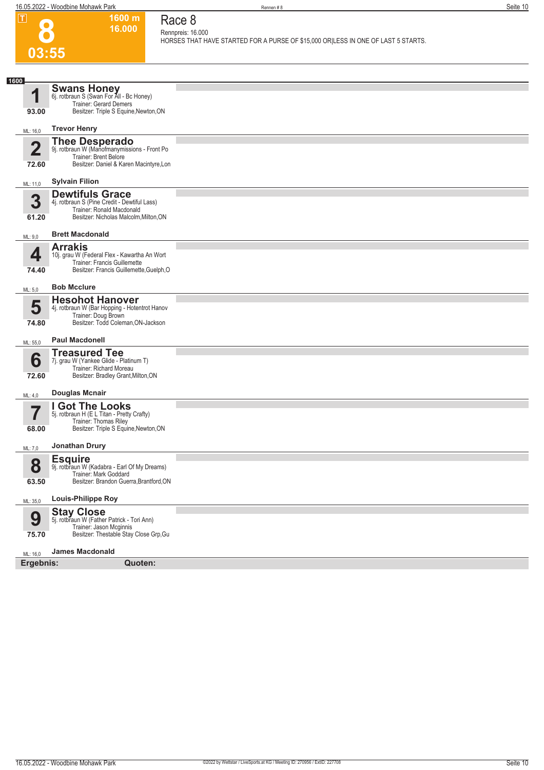# Race 8

**8** — 1600 m — 16.000 — 03:55

Rennpreis: 16.000
HORSES THAT HAVE STARTED FOR A PURSE OF $15,000 OR|LESS IN ONE OF LAST 5 STARTS.

**1600**

## 1 Swans Honey
6j. rotbraun S (Swan For All - Bc Honey)
Trainer: Gerard Demers
Besitzer: Triple S Equine,Newton,ON
93.00
ML: 16,0 — **Trevor Henry**

## 2 Thee Desperado
9j. rotbraun W (Manofmanymissions - Front Po
Trainer: Brent Belore
Besitzer: Daniel & Karen Macintyre,Lon
72.60
ML: 11,0 — **Sylvain Filion**

## 3 Dewtifuls Grace
4j. rotbraun S (Pine Credit - Dewtiful Lass)
Trainer: Ronald Macdonald
Besitzer: Nicholas Malcolm,Milton,ON
61.20
ML: 9,0 — **Brett Macdonald**

## 4 Arrakis
10j. grau W (Federal Flex - Kawartha An Wort
Trainer: Francis Guillemette
Besitzer: Francis Guillemette,Guelph,O
74.40
ML: 5,0 — **Bob Mcclure**

## 5 Hesohot Hanover
4j. rotbraun W (Bar Hopping - Hotentrot Hanov
Trainer: Doug Brown
Besitzer: Todd Coleman,ON-Jackson
74.80
ML: 55,0 — **Paul Macdonell**

## 6 Treasured Tee
7j. grau W (Yankee Glide - Platinum T)
Trainer: Richard Moreau
Besitzer: Bradley Grant,Milton,ON
72.60
ML: 4,0 — **Douglas Mcnair**

## 7 I Got The Looks
5j. rotbraun H (E L Titan - Pretty Crafty)
Trainer: Thomas Riley
Besitzer: Triple S Equine,Newton,ON
68.00
ML: 7,0 — **Jonathan Drury**

## 8 Esquire
9j. rotbraun W (Kadabra - Earl Of My Dreams)
Trainer: Mark Goddard
Besitzer: Brandon Guerra,Brantford,ON
63.50
ML: 35,0 — **Louis-Philippe Roy**

## 9 Stay Close
5j. rotbraun W (Father Patrick - Tori Ann)
Trainer: Jason Mcginnis
Besitzer: Thestable Stay Close Grp,Gu
75.70
ML: 16,0 — **James Macdonald**

**Ergebnis:** **Quoten:**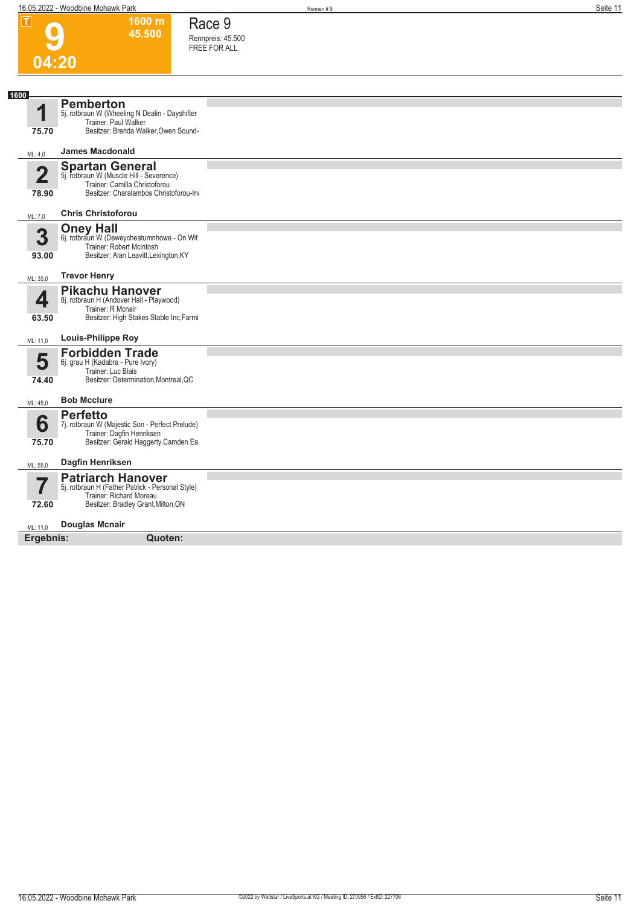# 9

**1600 m**
**45.500**

**04:20**

## Race 9

Rennpreis: 45.500
FREE FOR ALL.

**1600**

**1** **Pemberton**
5j. rotbraun W (Wheeling N Dealin - Dayshifter
Trainer: Paul Walker
Besitzer: Brenda Walker,Owen Sound-
75.70
ML: 4,0 **James Macdonald**

**2** **Spartan General**
5j. rotbraun W (Muscle Hill - Severence)
Trainer: Camilla Christoforou
Besitzer: Charalambos Christoforou-Irv
78.90
ML: 7,0 **Chris Christoforou**

**3** **Oney Hall**
6j. rotbraun W (Deweycheatumnhowe - On Wit
Trainer: Robert Mcintosh
Besitzer: Alan Leavitt,Lexington,KY
93.00
ML: 35,0 **Trevor Henry**

**4** **Pikachu Hanover**
8j. rotbraun H (Andover Hall - Playwood)
Trainer: R Mcnair
Besitzer: High Stakes Stable Inc,Farmi
63.50
ML: 11,0 **Louis-Philippe Roy**

**5** **Forbidden Trade**
6j. grau H (Kadabra - Pure Ivory)
Trainer: Luc Blais
Besitzer: Determination,Montreal,QC
74.40
ML: 45,0 **Bob Mcclure**

**6** **Perfetto**
7j. rotbraun W (Majestic Son - Perfect Prelude)
Trainer: Dagfin Henriksen
Besitzer: Gerald Haggerty,Camden Ea
75.70
ML: 55,0 **Dagfin Henriksen**

**7** **Patriarch Hanover**
5j. rotbraun H (Father Patrick - Personal Style)
Trainer: Richard Moreau
Besitzer: Bradley Grant,Milton,ON
72.60
ML: 11,0 **Douglas Mcnair**

**Ergebnis:** **Quoten:**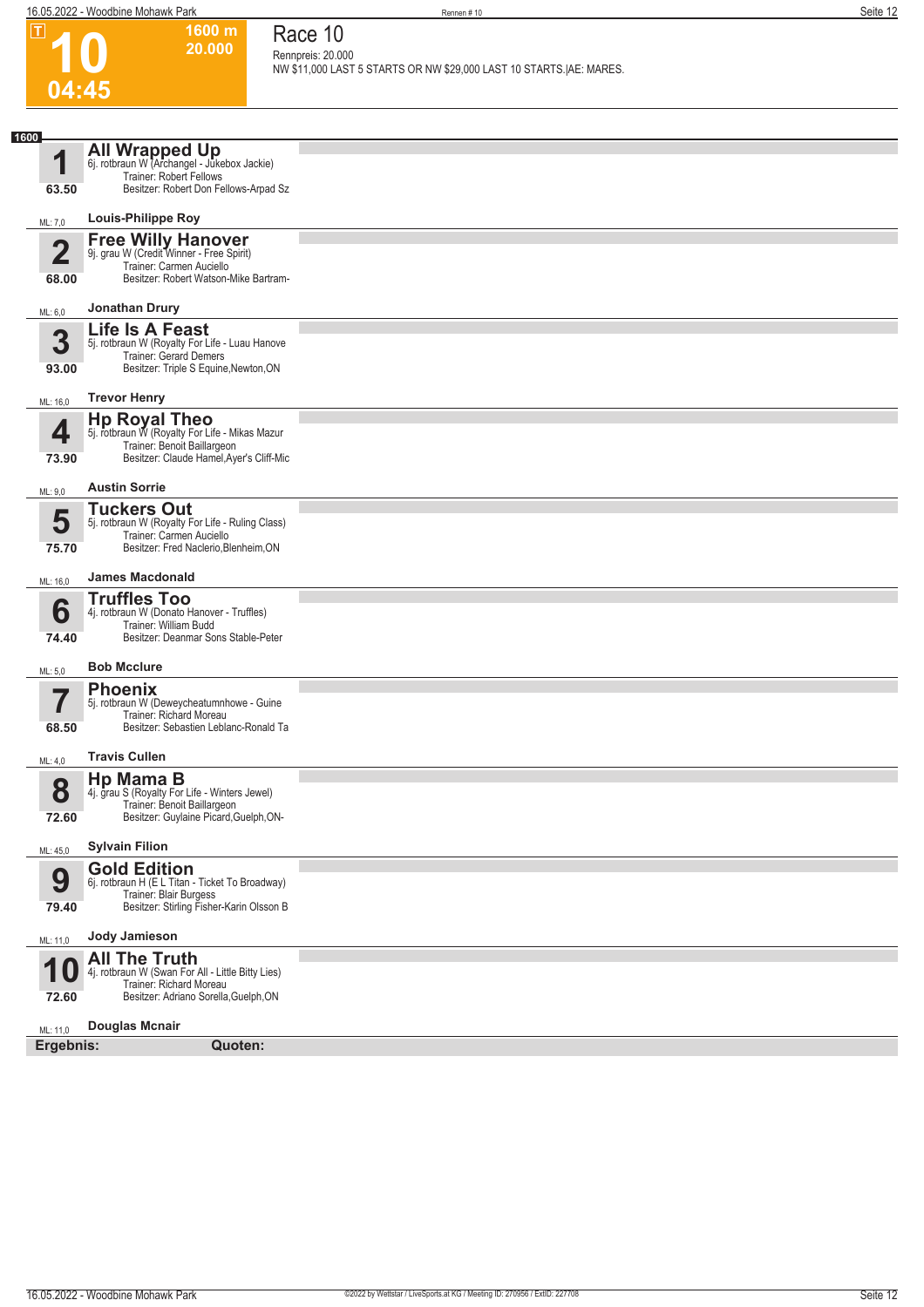T

# 10

1600 m
20.000

04:45

## Race 10

Rennpreis: 20.000
NW $11,000 LAST 5 STARTS OR NW $29,000 LAST 10 STARTS.|AE: MARES.

1600

**1** **All Wrapped Up**
6j. rotbraun W (Archangel - Jukebox Jackie)
Trainer: Robert Fellows
Besitzer: Robert Don Fellows-Arpad Sz
63.50
ML: 7,0 **Louis-Philippe Roy**

**2** **Free Willy Hanover**
9j. grau W (Credit Winner - Free Spirit)
Trainer: Carmen Auciello
Besitzer: Robert Watson-Mike Bartram-
68.00
ML: 6,0 **Jonathan Drury**

**3** **Life Is A Feast**
5j. rotbraun W (Royalty For Life - Luau Hanove
Trainer: Gerard Demers
Besitzer: Triple S Equine,Newton,ON
93.00
ML: 16,0 **Trevor Henry**

**4** **Hp Royal Theo**
5j. rotbraun W (Royalty For Life - Mikas Mazur
Trainer: Benoit Baillargeon
Besitzer: Claude Hamel,Ayer's Cliff-Mic
73.90
ML: 9,0 **Austin Sorrie**

**5** **Tuckers Out**
5j. rotbraun W (Royalty For Life - Ruling Class)
Trainer: Carmen Auciello
Besitzer: Fred Naclerio,Blenheim,ON
75.70
ML: 16,0 **James Macdonald**

**6** **Truffles Too**
4j. rotbraun W (Donato Hanover - Truffles)
Trainer: William Budd
Besitzer: Deanmar Sons Stable-Peter
74.40
ML: 5,0 **Bob Mcclure**

**7** **Phoenix**
5j. rotbraun W (Deweycheatumnhowe - Guine
Trainer: Richard Moreau
Besitzer: Sebastien Leblanc-Ronald Ta
68.50
ML: 4,0 **Travis Cullen**

**8** **Hp Mama B**
4j. grau S (Royalty For Life - Winters Jewel)
Trainer: Benoit Baillargeon
Besitzer: Guylaine Picard,Guelph,ON-
72.60
ML: 45,0 **Sylvain Filion**

**9** **Gold Edition**
6j. rotbraun H (E L Titan - Ticket To Broadway)
Trainer: Blair Burgess
Besitzer: Stirling Fisher-Karin Olsson B
79.40
ML: 11,0 **Jody Jamieson**

**10** **All The Truth**
4j. rotbraun W (Swan For All - Little Bitty Lies)
Trainer: Richard Moreau
Besitzer: Adriano Sorella,Guelph,ON
72.60
ML: 11,0 **Douglas Mcnair**

**Ergebnis:** **Quoten:**

©2022 by Wettstar / LiveSports.at KG / Meeting ID: 270956 / ExtID: 227708